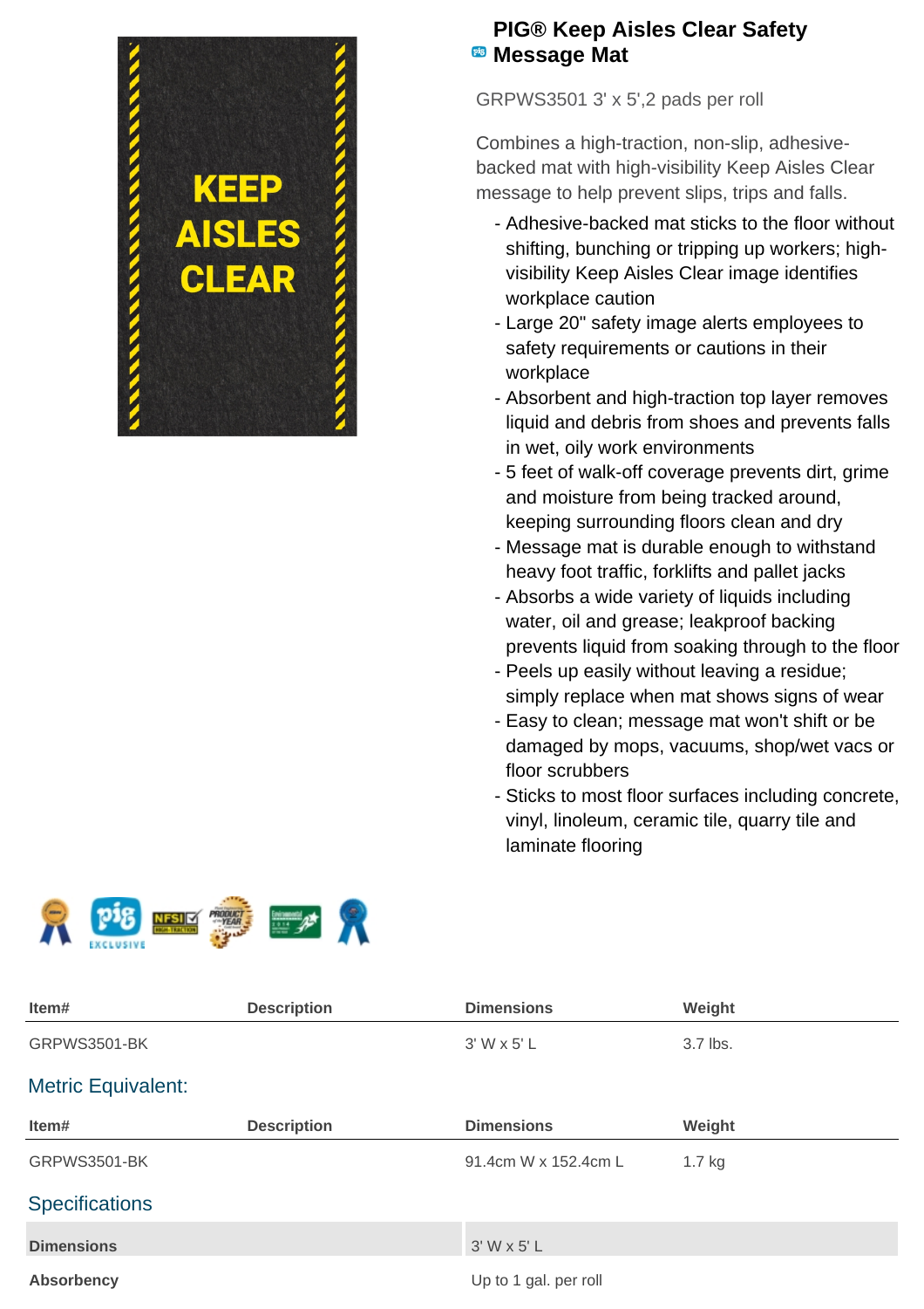# PIG® Keep Aisles Clear Safety Message Mat

GRPWS3501 3' x 5',2 pads per roll

Combines a high-traction, non-slip, adhesive-backed mat with high-visibility Keep Aisles Clear message to help prevent slips, trips and falls.

- Adhesive-backed mat sticks to the floor without shifting, bunching or tripping up workers; high-visibility Keep Aisles Clear image identifies workplace caution
- Large 20" safety image alerts employees to safety requirements or cautions in their workplace
- Absorbent and high-traction top layer removes liquid and debris from shoes and prevents falls in wet, oily work environments
- 5 feet of walk-off coverage prevents dirt, grime and moisture from being tracked around, keeping surrounding floors clean and dry
- Message mat is durable enough to withstand heavy foot traffic, forklifts and pallet jacks
- Absorbs a wide variety of liquids including water, oil and grease; leakproof backing prevents liquid from soaking through to the floor
- Peels up easily without leaving a residue; simply replace when mat shows signs of wear
- Easy to clean; message mat won't shift or be damaged by mops, vacuums, shop/wet vacs or floor scrubbers
- Sticks to most floor surfaces including concrete, vinyl, linoleum, ceramic tile, quarry tile and laminate flooring

| Item# | Description | Dimensions | Weight |
|---|---|---|---|
| GRPWS3501-BK | | 3' W x 5' L | 3.7 lbs. |

## Metric Equivalent:

| Item# | Description | Dimensions | Weight |
|---|---|---|---|
| GRPWS3501-BK | | 91.4cm W x 152.4cm L | 1.7 kg |

## Specifications

| | |
|---|---|
| **Dimensions** | 3' W x 5' L |
| **Absorbency** | Up to 1 gal. per roll |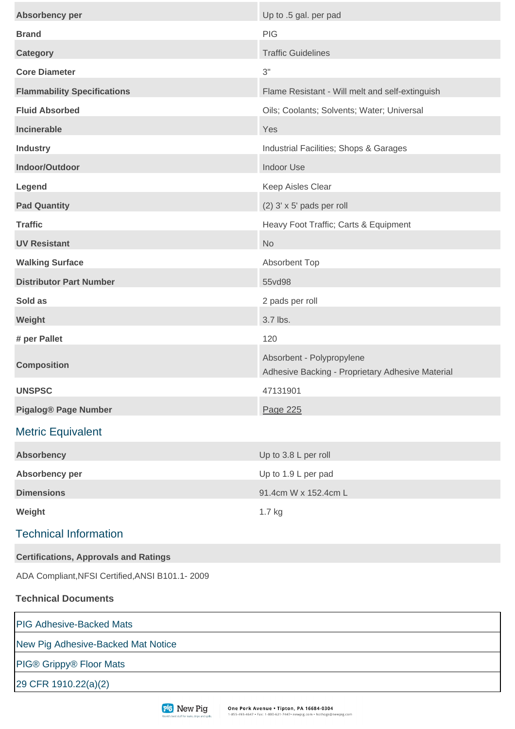| | |
|---|---|
| **Absorbency per** | Up to .5 gal. per pad |
| **Brand** | PIG |
| **Category** | Traffic Guidelines |
| **Core Diameter** | 3" |
| **Flammability Specifications** | Flame Resistant - Will melt and self-extinguish |
| **Fluid Absorbed** | Oils; Coolants; Solvents; Water; Universal |
| **Incinerable** | Yes |
| **Industry** | Industrial Facilities; Shops & Garages |
| **Indoor/Outdoor** | Indoor Use |
| **Legend** | Keep Aisles Clear |
| **Pad Quantity** | (2) 3' x 5' pads per roll |
| **Traffic** | Heavy Foot Traffic; Carts & Equipment |
| **UV Resistant** | No |
| **Walking Surface** | Absorbent Top |
| **Distributor Part Number** | 55vd98 |
| **Sold as** | 2 pads per roll |
| **Weight** | 3.7 lbs. |
| **# per Pallet** | 120 |
| **Composition** | Absorbent - Polypropylene<br>Adhesive Backing - Proprietary Adhesive Material |
| **UNSPSC** | 47131901 |
| **Pigalog® Page Number** | Page 225 |

## Metric Equivalent

| | |
|---|---|
| **Absorbency** | Up to 3.8 L per roll |
| **Absorbency per** | Up to 1.9 L per pad |
| **Dimensions** | 91.4cm W x 152.4cm L |
| **Weight** | 1.7 kg |

## Technical Information

**Certifications, Approvals and Ratings**

ADA Compliant,NFSI Certified,ANSI B101.1- 2009

### Technical Documents

- PIG Adhesive-Backed Mats
- New Pig Adhesive-Backed Mat Notice
- PIG® Grippy® Floor Mats
- 29 CFR 1910.22(a)(2)